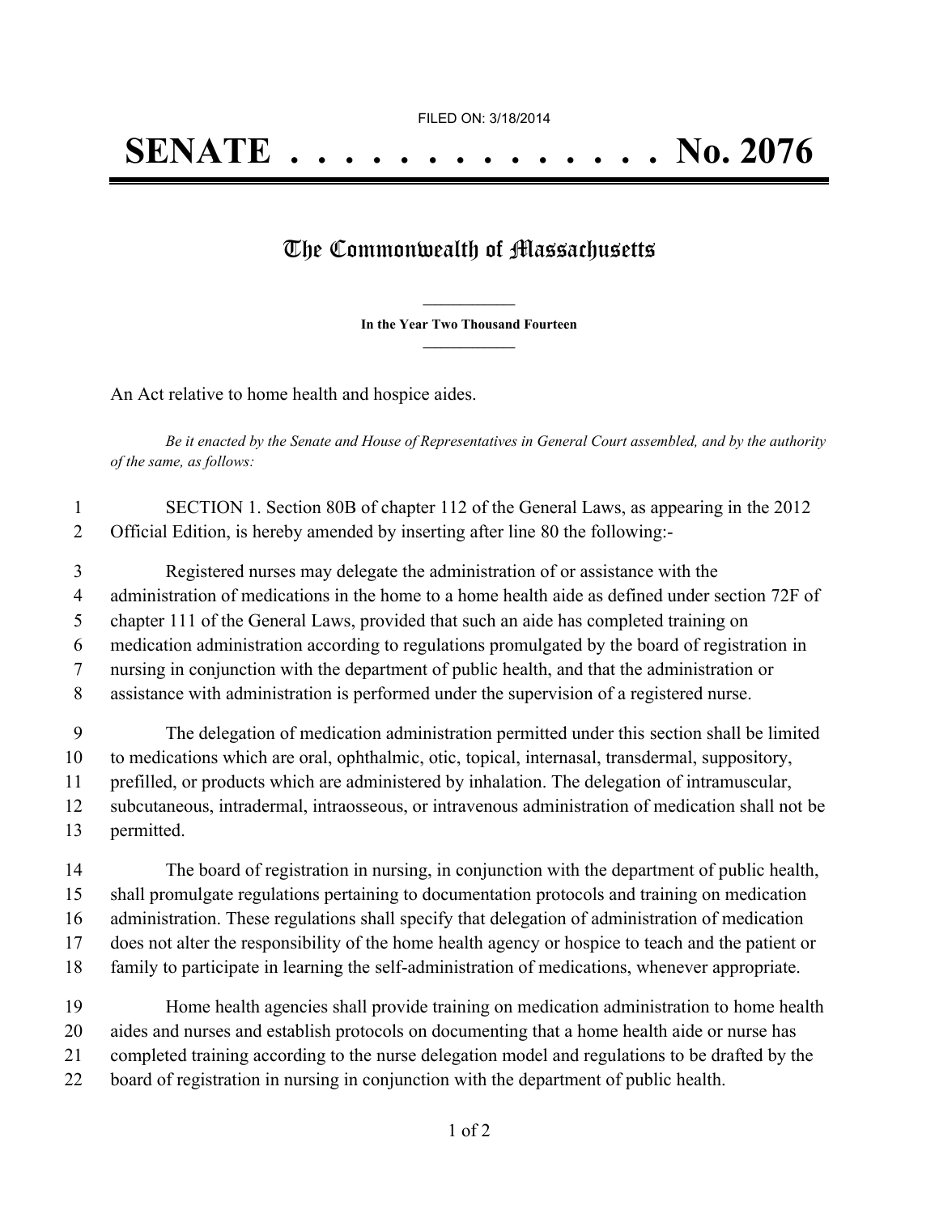FILED ON: 3/18/2014

# SENATE . . . . . . . . . . . . . . No. 2076

## The Commonwealth of Massachusetts

**In the Year Two Thousand Fourteen**

An Act relative to home health and hospice aides.

*Be it enacted by the Senate and House of Representatives in General Court assembled, and by the authority of the same, as follows:*

SECTION 1. Section 80B of chapter 112 of the General Laws, as appearing in the 2012 Official Edition, is hereby amended by inserting after line 80 the following:-

Registered nurses may delegate the administration of or assistance with the administration of medications in the home to a home health aide as defined under section 72F of chapter 111 of the General Laws, provided that such an aide has completed training on medication administration according to regulations promulgated by the board of registration in nursing in conjunction with the department of public health, and that the administration or assistance with administration is performed under the supervision of a registered nurse.

The delegation of medication administration permitted under this section shall be limited to medications which are oral, ophthalmic, otic, topical, internasal, transdermal, suppository, prefilled, or products which are administered by inhalation. The delegation of intramuscular, subcutaneous, intradermal, intraosseous, or intravenous administration of medication shall not be permitted.

The board of registration in nursing, in conjunction with the department of public health, shall promulgate regulations pertaining to documentation protocols and training on medication administration. These regulations shall specify that delegation of administration of medication does not alter the responsibility of the home health agency or hospice to teach and the patient or family to participate in learning the self-administration of medications, whenever appropriate.

Home health agencies shall provide training on medication administration to home health aides and nurses and establish protocols on documenting that a home health aide or nurse has completed training according to the nurse delegation model and regulations to be drafted by the board of registration in nursing in conjunction with the department of public health.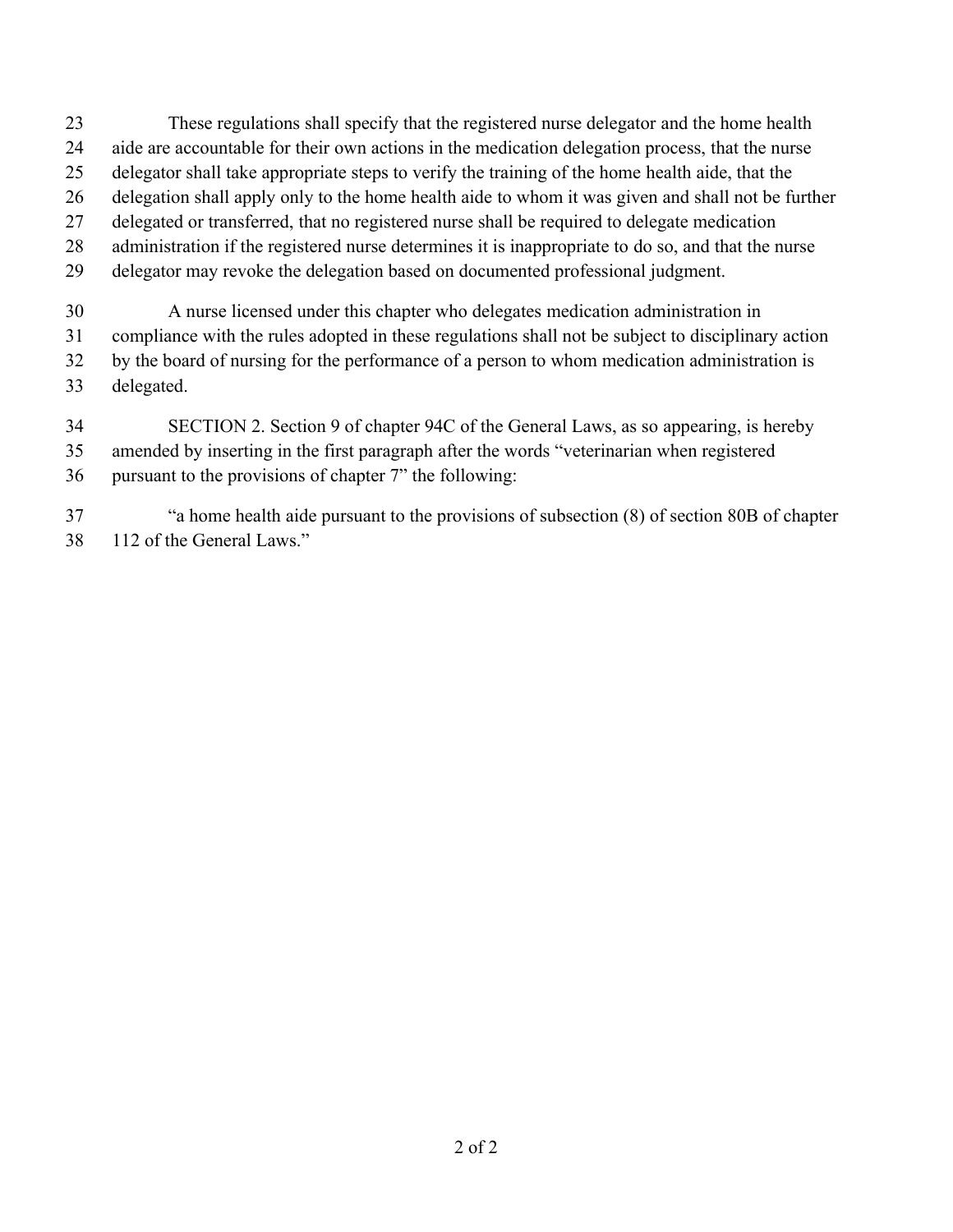These regulations shall specify that the registered nurse delegator and the home health aide are accountable for their own actions in the medication delegation process, that the nurse delegator shall take appropriate steps to verify the training of the home health aide, that the delegation shall apply only to the home health aide to whom it was given and shall not be further delegated or transferred, that no registered nurse shall be required to delegate medication administration if the registered nurse determines it is inappropriate to do so, and that the nurse delegator may revoke the delegation based on documented professional judgment.

A nurse licensed under this chapter who delegates medication administration in compliance with the rules adopted in these regulations shall not be subject to disciplinary action by the board of nursing for the performance of a person to whom medication administration is delegated.

SECTION 2. Section 9 of chapter 94C of the General Laws, as so appearing, is hereby amended by inserting in the first paragraph after the words "veterinarian when registered pursuant to the provisions of chapter 7" the following:

"a home health aide pursuant to the provisions of subsection (8) of section 80B of chapter 112 of the General Laws."